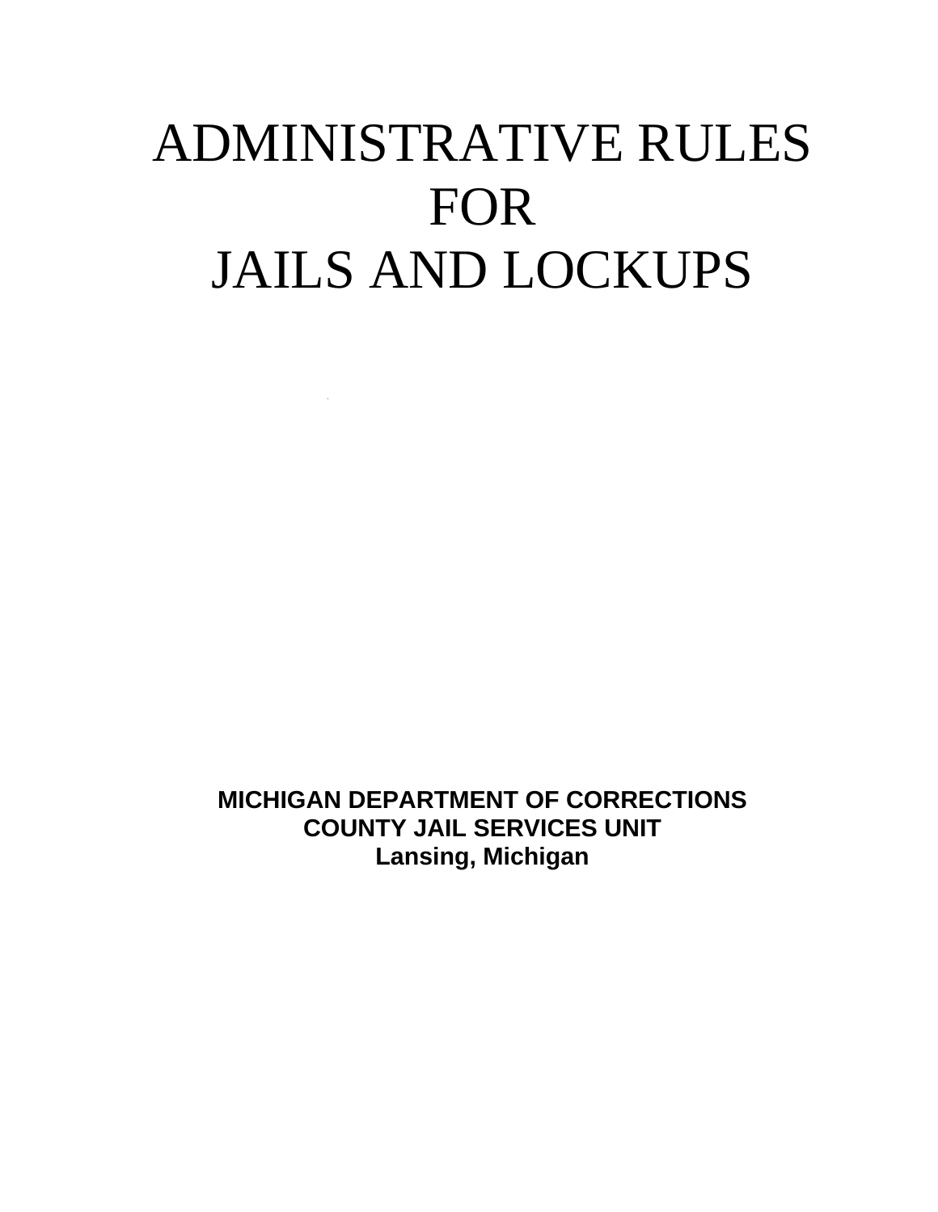# ADMINISTRATIVE RULES FOR JAILS AND LOCKUPS

**MICHIGAN DEPARTMENT OF CORRECTIONS**
**COUNTY JAIL SERVICES UNIT**
**Lansing, Michigan**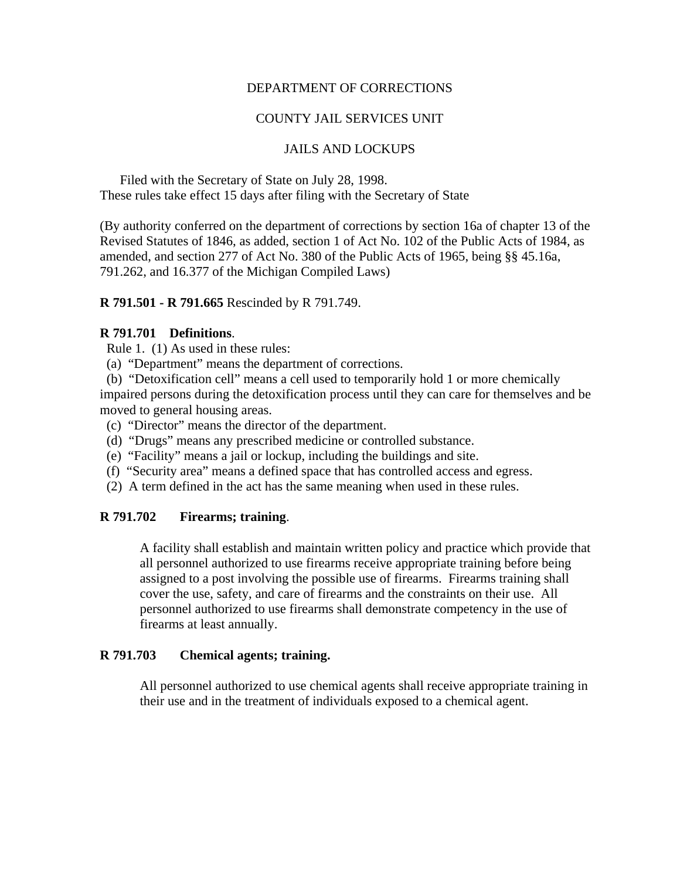DEPARTMENT OF CORRECTIONS

COUNTY JAIL SERVICES UNIT

JAILS AND LOCKUPS

Filed with the Secretary of State on July 28, 1998.
These rules take effect 15 days after filing with the Secretary of State

(By authority conferred on the department of corrections by section 16a of chapter 13 of the Revised Statutes of 1846, as added, section 1 of Act No. 102 of the Public Acts of 1984, as amended, and section 277 of Act No. 380 of the Public Acts of 1965, being §§ 45.16a, 791.262, and 16.377 of the Michigan Compiled Laws)

**R 791.501 - R 791.665** Rescinded by R 791.749.

**R 791.701 Definitions**.

Rule 1. (1) As used in these rules:

(a) "Department" means the department of corrections.

(b) "Detoxification cell" means a cell used to temporarily hold 1 or more chemically impaired persons during the detoxification process until they can care for themselves and be moved to general housing areas.

(c) "Director" means the director of the department.

(d) "Drugs" means any prescribed medicine or controlled substance.

(e) "Facility" means a jail or lockup, including the buildings and site.

(f) "Security area" means a defined space that has controlled access and egress.

(2) A term defined in the act has the same meaning when used in these rules.

**R 791.702 Firearms; training**.

A facility shall establish and maintain written policy and practice which provide that all personnel authorized to use firearms receive appropriate training before being assigned to a post involving the possible use of firearms. Firearms training shall cover the use, safety, and care of firearms and the constraints on their use. All personnel authorized to use firearms shall demonstrate competency in the use of firearms at least annually.

**R 791.703 Chemical agents; training.**

All personnel authorized to use chemical agents shall receive appropriate training in their use and in the treatment of individuals exposed to a chemical agent.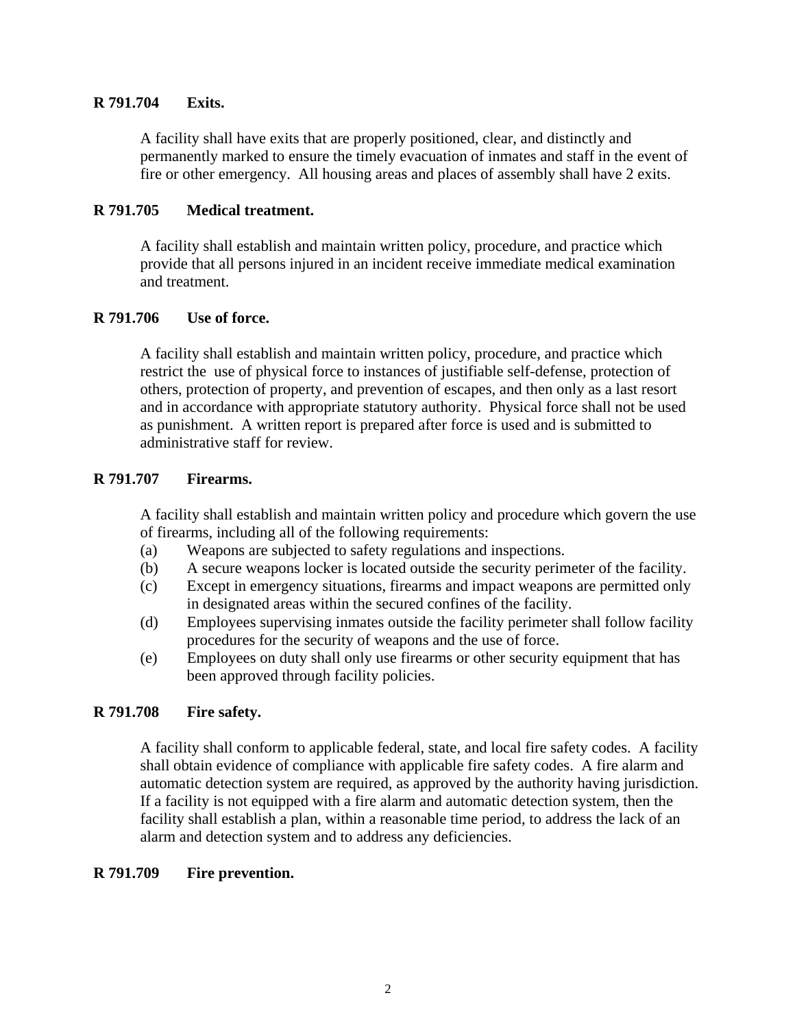**R 791.704 Exits.**

A facility shall have exits that are properly positioned, clear, and distinctly and permanently marked to ensure the timely evacuation of inmates and staff in the event of fire or other emergency. All housing areas and places of assembly shall have 2 exits.

**R 791.705 Medical treatment.**

A facility shall establish and maintain written policy, procedure, and practice which provide that all persons injured in an incident receive immediate medical examination and treatment.

**R 791.706 Use of force.**

A facility shall establish and maintain written policy, procedure, and practice which restrict the use of physical force to instances of justifiable self-defense, protection of others, protection of property, and prevention of escapes, and then only as a last resort and in accordance with appropriate statutory authority. Physical force shall not be used as punishment. A written report is prepared after force is used and is submitted to administrative staff for review.

**R 791.707 Firearms.**

A facility shall establish and maintain written policy and procedure which govern the use of firearms, including all of the following requirements:

(a) Weapons are subjected to safety regulations and inspections.

(b) A secure weapons locker is located outside the security perimeter of the facility.

(c) Except in emergency situations, firearms and impact weapons are permitted only in designated areas within the secured confines of the facility.

(d) Employees supervising inmates outside the facility perimeter shall follow facility procedures for the security of weapons and the use of force.

(e) Employees on duty shall only use firearms or other security equipment that has been approved through facility policies.

**R 791.708 Fire safety.**

A facility shall conform to applicable federal, state, and local fire safety codes. A facility shall obtain evidence of compliance with applicable fire safety codes. A fire alarm and automatic detection system are required, as approved by the authority having jurisdiction. If a facility is not equipped with a fire alarm and automatic detection system, then the facility shall establish a plan, within a reasonable time period, to address the lack of an alarm and detection system and to address any deficiencies.

**R 791.709 Fire prevention.**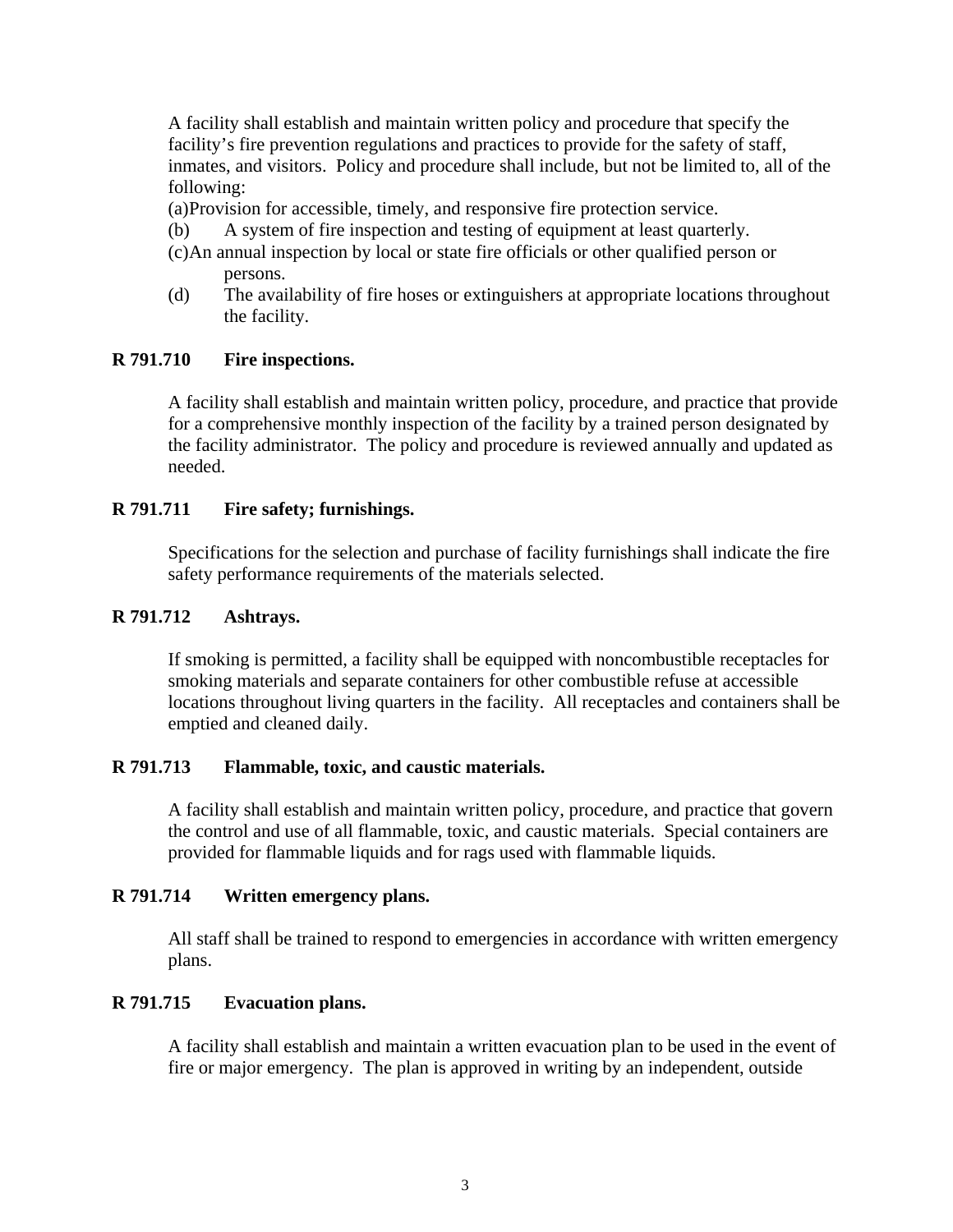A facility shall establish and maintain written policy and procedure that specify the facility's fire prevention regulations and practices to provide for the safety of staff, inmates, and visitors. Policy and procedure shall include, but not be limited to, all of the following:

(a) Provision for accessible, timely, and responsive fire protection service.

(b) A system of fire inspection and testing of equipment at least quarterly.

(c) An annual inspection by local or state fire officials or other qualified person or persons.

(d) The availability of fire hoses or extinguishers at appropriate locations throughout the facility.

**R 791.710 Fire inspections.**

A facility shall establish and maintain written policy, procedure, and practice that provide for a comprehensive monthly inspection of the facility by a trained person designated by the facility administrator. The policy and procedure is reviewed annually and updated as needed.

**R 791.711 Fire safety; furnishings.**

Specifications for the selection and purchase of facility furnishings shall indicate the fire safety performance requirements of the materials selected.

**R 791.712 Ashtrays.**

If smoking is permitted, a facility shall be equipped with noncombustible receptacles for smoking materials and separate containers for other combustible refuse at accessible locations throughout living quarters in the facility. All receptacles and containers shall be emptied and cleaned daily.

**R 791.713 Flammable, toxic, and caustic materials.**

A facility shall establish and maintain written policy, procedure, and practice that govern the control and use of all flammable, toxic, and caustic materials. Special containers are provided for flammable liquids and for rags used with flammable liquids.

**R 791.714 Written emergency plans.**

All staff shall be trained to respond to emergencies in accordance with written emergency plans.

**R 791.715 Evacuation plans.**

A facility shall establish and maintain a written evacuation plan to be used in the event of fire or major emergency. The plan is approved in writing by an independent, outside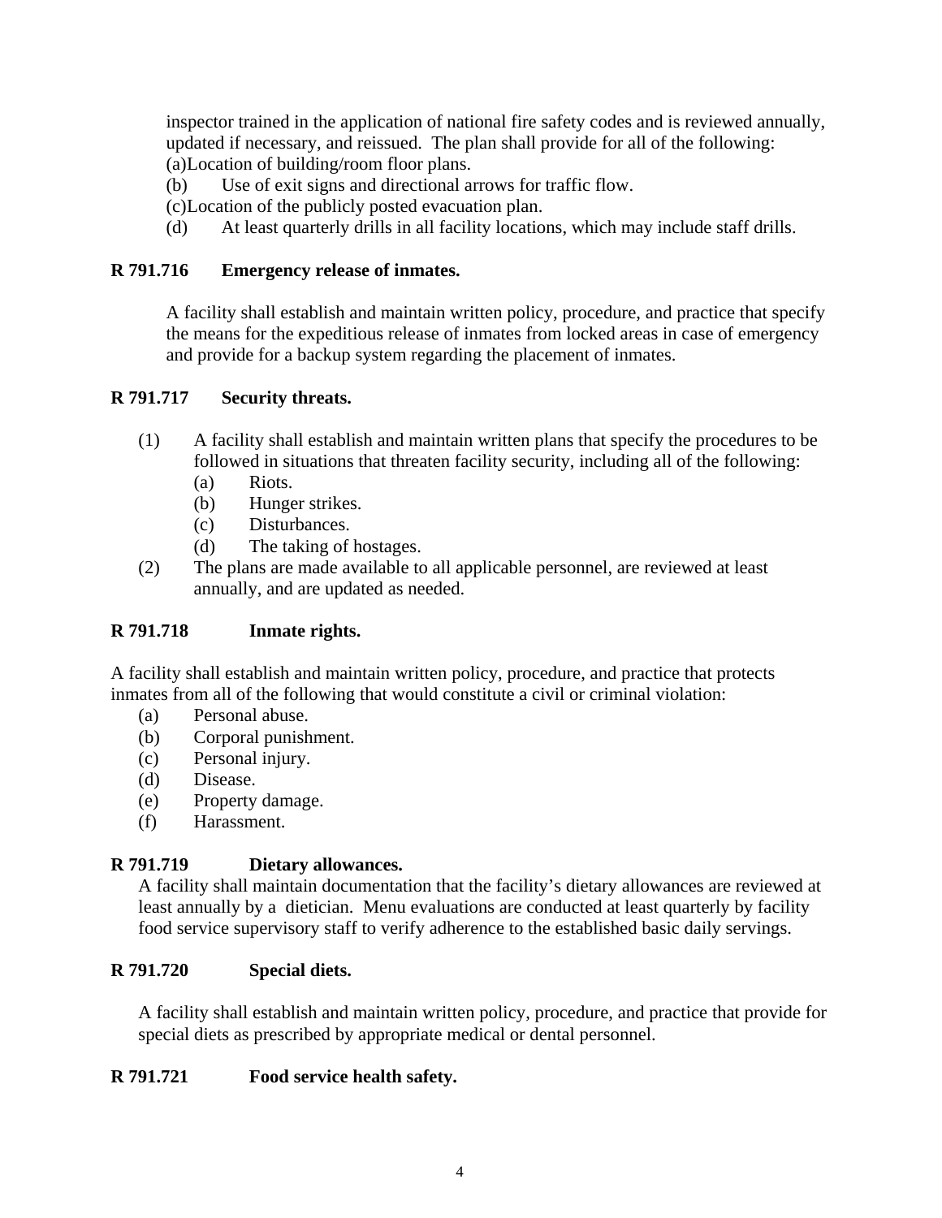inspector trained in the application of national fire safety codes and is reviewed annually, updated if necessary, and reissued. The plan shall provide for all of the following:

(a) Location of building/room floor plans.

(b) Use of exit signs and directional arrows for traffic flow.

(c) Location of the publicly posted evacuation plan.

(d) At least quarterly drills in all facility locations, which may include staff drills.

**R 791.716 Emergency release of inmates.**

A facility shall establish and maintain written policy, procedure, and practice that specify the means for the expeditious release of inmates from locked areas in case of emergency and provide for a backup system regarding the placement of inmates.

**R 791.717 Security threats.**

(1) A facility shall establish and maintain written plans that specify the procedures to be followed in situations that threaten facility security, including all of the following:

(a) Riots.

(b) Hunger strikes.

(c) Disturbances.

(d) The taking of hostages.

(2) The plans are made available to all applicable personnel, are reviewed at least annually, and are updated as needed.

**R 791.718 Inmate rights.**

A facility shall establish and maintain written policy, procedure, and practice that protects inmates from all of the following that would constitute a civil or criminal violation:

(a) Personal abuse.

(b) Corporal punishment.

(c) Personal injury.

(d) Disease.

(e) Property damage.

(f) Harassment.

**R 791.719 Dietary allowances.**

A facility shall maintain documentation that the facility's dietary allowances are reviewed at least annually by a dietician. Menu evaluations are conducted at least quarterly by facility food service supervisory staff to verify adherence to the established basic daily servings.

**R 791.720 Special diets.**

A facility shall establish and maintain written policy, procedure, and practice that provide for special diets as prescribed by appropriate medical or dental personnel.

**R 791.721 Food service health safety.**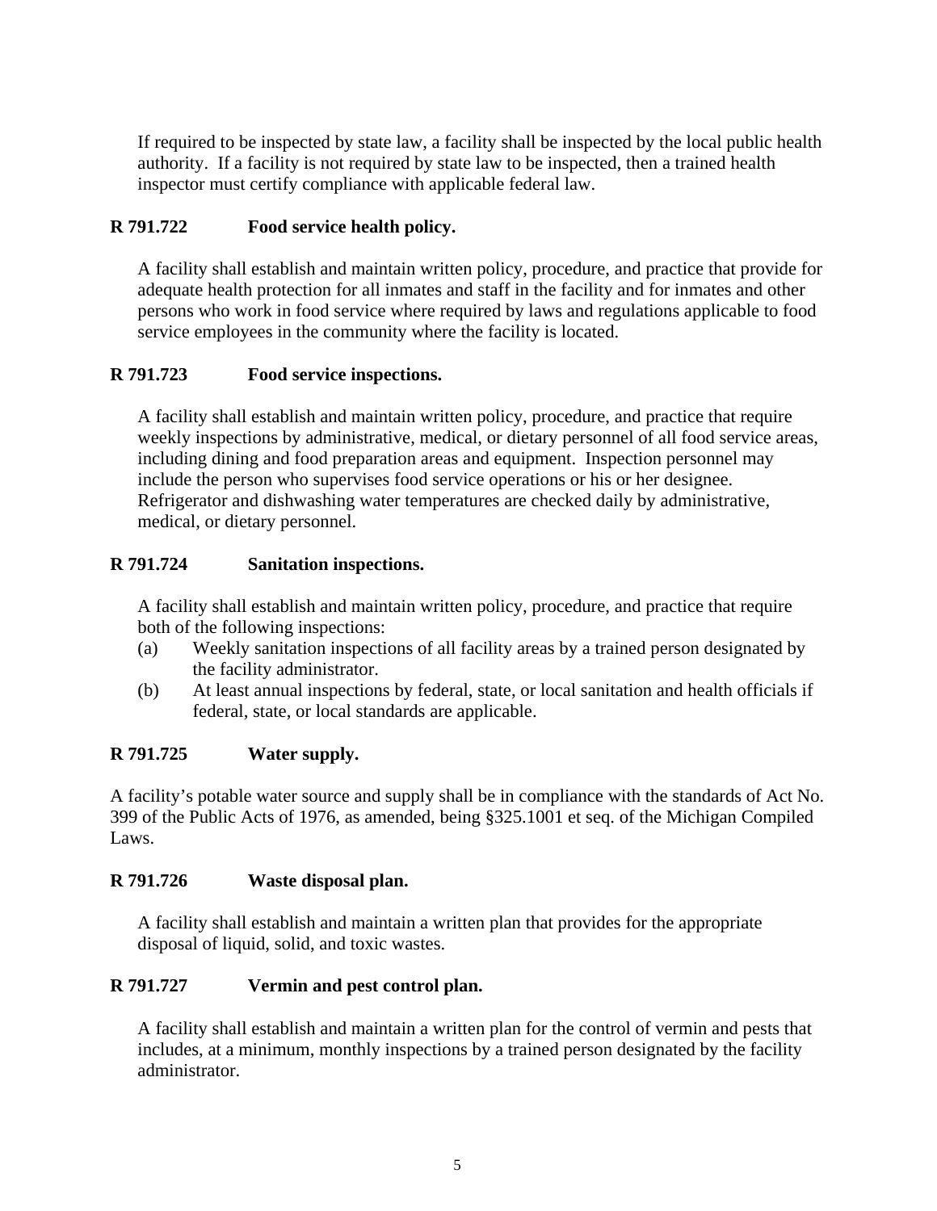If required to be inspected by state law, a facility shall be inspected by the local public health authority.  If a facility is not required by state law to be inspected, then a trained health inspector must certify compliance with applicable federal law.

**R 791.722 Food service health policy.**

A facility shall establish and maintain written policy, procedure, and practice that provide for adequate health protection for all inmates and staff in the facility and for inmates and other persons who work in food service where required by laws and regulations applicable to food service employees in the community where the facility is located.

**R 791.723 Food service inspections.**

A facility shall establish and maintain written policy, procedure, and practice that require weekly inspections by administrative, medical, or dietary personnel of all food service areas, including dining and food preparation areas and equipment.  Inspection personnel may include the person who supervises food service operations or his or her designee.  Refrigerator and dishwashing water temperatures are checked daily by administrative, medical, or dietary personnel.

**R 791.724 Sanitation inspections.**

A facility shall establish and maintain written policy, procedure, and practice that require both of the following inspections:

(a) Weekly sanitation inspections of all facility areas by a trained person designated by the facility administrator.

(b) At least annual inspections by federal, state, or local sanitation and health officials if federal, state, or local standards are applicable.

**R 791.725 Water supply.**

A facility's potable water source and supply shall be in compliance with the standards of Act No. 399 of the Public Acts of 1976, as amended, being §325.1001 et seq. of the Michigan Compiled Laws.

**R 791.726 Waste disposal plan.**

A facility shall establish and maintain a written plan that provides for the appropriate disposal of liquid, solid, and toxic wastes.

**R 791.727 Vermin and pest control plan.**

A facility shall establish and maintain a written plan for the control of vermin and pests that includes, at a minimum, monthly inspections by a trained person designated by the facility administrator.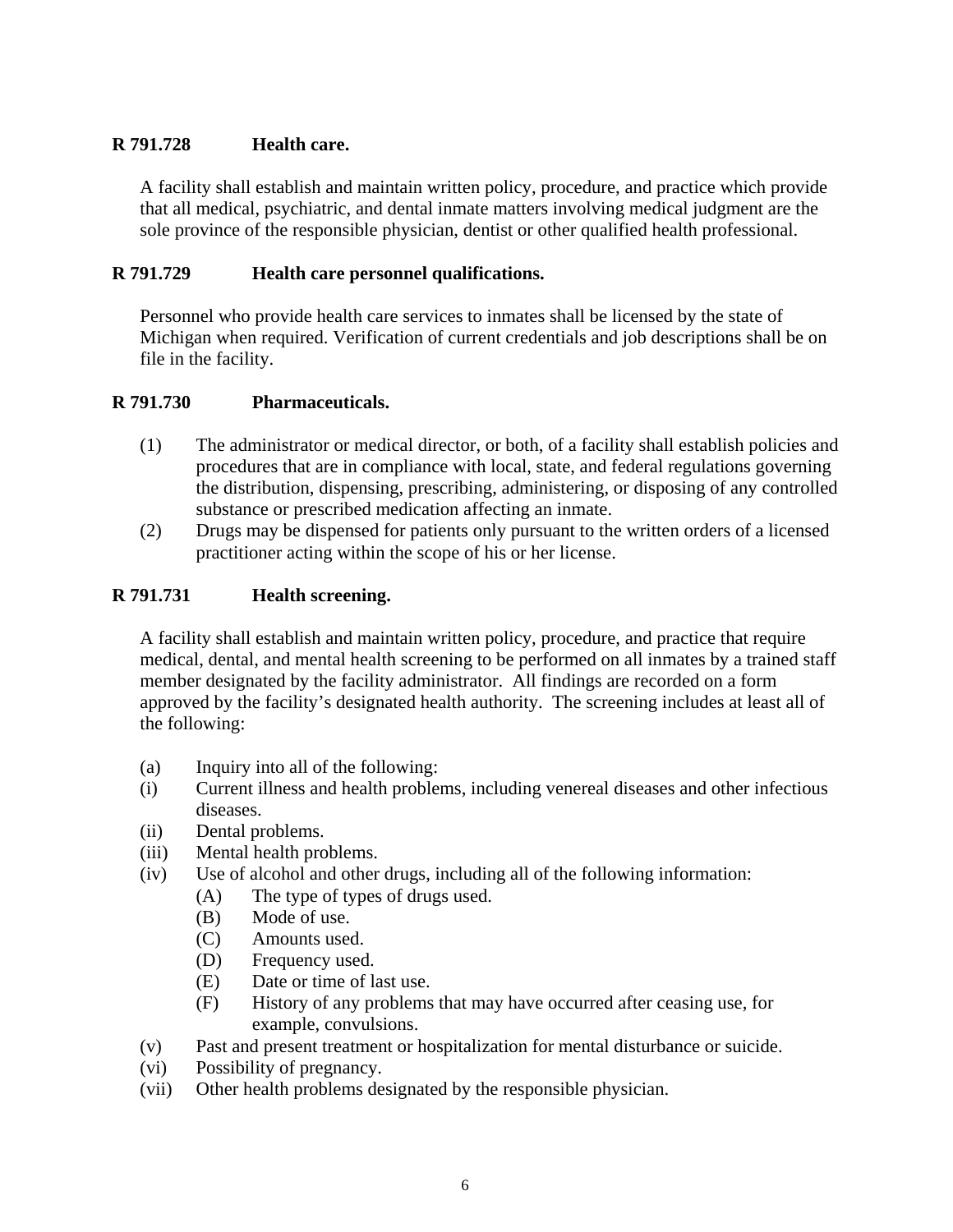### R 791.728 Health care.

A facility shall establish and maintain written policy, procedure, and practice which provide that all medical, psychiatric, and dental inmate matters involving medical judgment are the sole province of the responsible physician, dentist or other qualified health professional.

### R 791.729 Health care personnel qualifications.

Personnel who provide health care services to inmates shall be licensed by the state of Michigan when required. Verification of current credentials and job descriptions shall be on file in the facility.

### R 791.730 Pharmaceuticals.

(1) The administrator or medical director, or both, of a facility shall establish policies and procedures that are in compliance with local, state, and federal regulations governing the distribution, dispensing, prescribing, administering, or disposing of any controlled substance or prescribed medication affecting an inmate.

(2) Drugs may be dispensed for patients only pursuant to the written orders of a licensed practitioner acting within the scope of his or her license.

### R 791.731 Health screening.

A facility shall establish and maintain written policy, procedure, and practice that require medical, dental, and mental health screening to be performed on all inmates by a trained staff member designated by the facility administrator. All findings are recorded on a form approved by the facility's designated health authority. The screening includes at least all of the following:

(a) Inquiry into all of the following:

(i) Current illness and health problems, including venereal diseases and other infectious diseases.

(ii) Dental problems.

(iii) Mental health problems.

(iv) Use of alcohol and other drugs, including all of the following information:

- (A) The type of types of drugs used.
- (B) Mode of use.
- (C) Amounts used.
- (D) Frequency used.
- (E) Date or time of last use.
- (F) History of any problems that may have occurred after ceasing use, for example, convulsions.

(v) Past and present treatment or hospitalization for mental disturbance or suicide.

(vi) Possibility of pregnancy.

(vii) Other health problems designated by the responsible physician.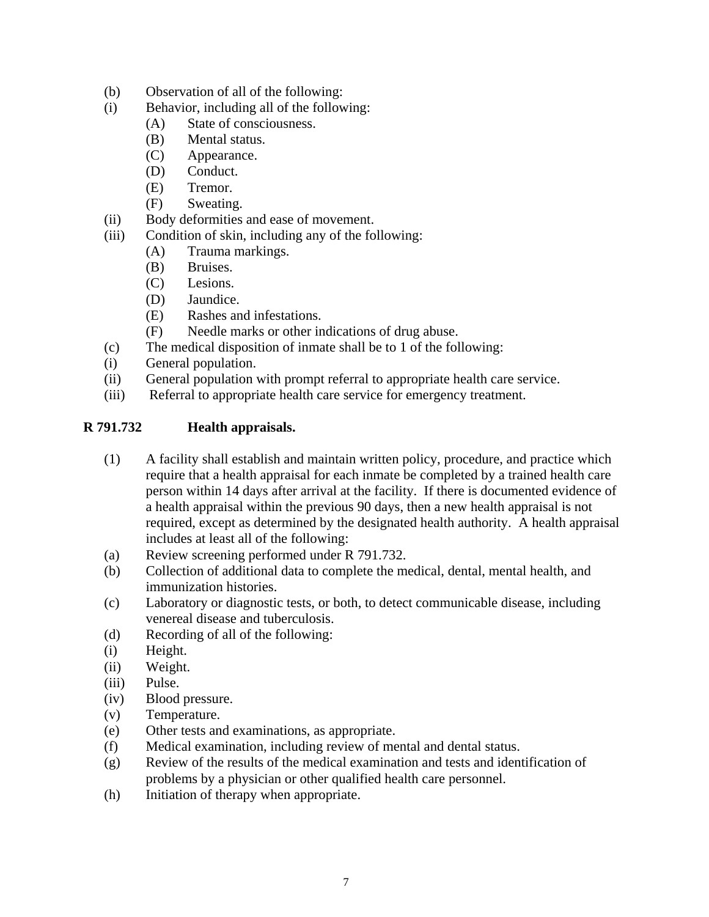(b) Observation of all of the following:

(i) Behavior, including all of the following:

- (A) State of consciousness.
- (B) Mental status.
- (C) Appearance.
- (D) Conduct.
- (E) Tremor.
- (F) Sweating.

(ii) Body deformities and ease of movement.

(iii) Condition of skin, including any of the following:

- (A) Trauma markings.
- (B) Bruises.
- (C) Lesions.
- (D) Jaundice.
- (E) Rashes and infestations.
- (F) Needle marks or other indications of drug abuse.

(c) The medical disposition of inmate shall be to 1 of the following:

(i) General population.

(ii) General population with prompt referral to appropriate health care service.

(iii) Referral to appropriate health care service for emergency treatment.

**R 791.732 Health appraisals.**

(1) A facility shall establish and maintain written policy, procedure, and practice which require that a health appraisal for each inmate be completed by a trained health care person within 14 days after arrival at the facility. If there is documented evidence of a health appraisal within the previous 90 days, then a new health appraisal is not required, except as determined by the designated health authority. A health appraisal includes at least all of the following:

(a) Review screening performed under R 791.732.

(b) Collection of additional data to complete the medical, dental, mental health, and immunization histories.

(c) Laboratory or diagnostic tests, or both, to detect communicable disease, including venereal disease and tuberculosis.

(d) Recording of all of the following:

(i) Height.

(ii) Weight.

(iii) Pulse.

(iv) Blood pressure.

(v) Temperature.

(e) Other tests and examinations, as appropriate.

(f) Medical examination, including review of mental and dental status.

(g) Review of the results of the medical examination and tests and identification of problems by a physician or other qualified health care personnel.

(h) Initiation of therapy when appropriate.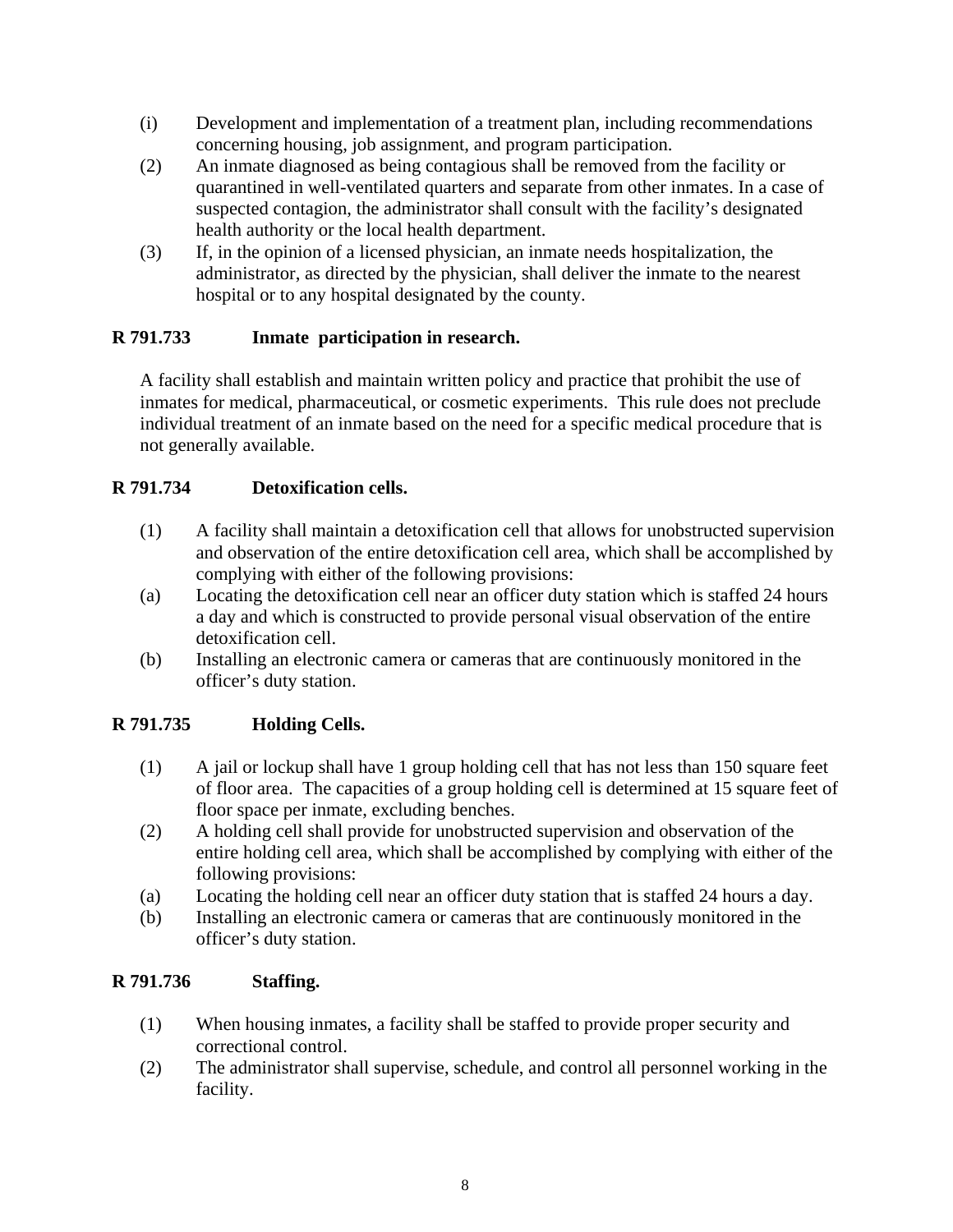(i) Development and implementation of a treatment plan, including recommendations concerning housing, job assignment, and program participation.

(2) An inmate diagnosed as being contagious shall be removed from the facility or quarantined in well-ventilated quarters and separate from other inmates. In a case of suspected contagion, the administrator shall consult with the facility's designated health authority or the local health department.

(3) If, in the opinion of a licensed physician, an inmate needs hospitalization, the administrator, as directed by the physician, shall deliver the inmate to the nearest hospital or to any hospital designated by the county.

**R 791.733 Inmate participation in research.**

A facility shall establish and maintain written policy and practice that prohibit the use of inmates for medical, pharmaceutical, or cosmetic experiments. This rule does not preclude individual treatment of an inmate based on the need for a specific medical procedure that is not generally available.

**R 791.734 Detoxification cells.**

(1) A facility shall maintain a detoxification cell that allows for unobstructed supervision and observation of the entire detoxification cell area, which shall be accomplished by complying with either of the following provisions:

(a) Locating the detoxification cell near an officer duty station which is staffed 24 hours a day and which is constructed to provide personal visual observation of the entire detoxification cell.

(b) Installing an electronic camera or cameras that are continuously monitored in the officer's duty station.

**R 791.735 Holding Cells.**

(1) A jail or lockup shall have 1 group holding cell that has not less than 150 square feet of floor area. The capacities of a group holding cell is determined at 15 square feet of floor space per inmate, excluding benches.

(2) A holding cell shall provide for unobstructed supervision and observation of the entire holding cell area, which shall be accomplished by complying with either of the following provisions:

(a) Locating the holding cell near an officer duty station that is staffed 24 hours a day.

(b) Installing an electronic camera or cameras that are continuously monitored in the officer's duty station.

**R 791.736 Staffing.**

(1) When housing inmates, a facility shall be staffed to provide proper security and correctional control.

(2) The administrator shall supervise, schedule, and control all personnel working in the facility.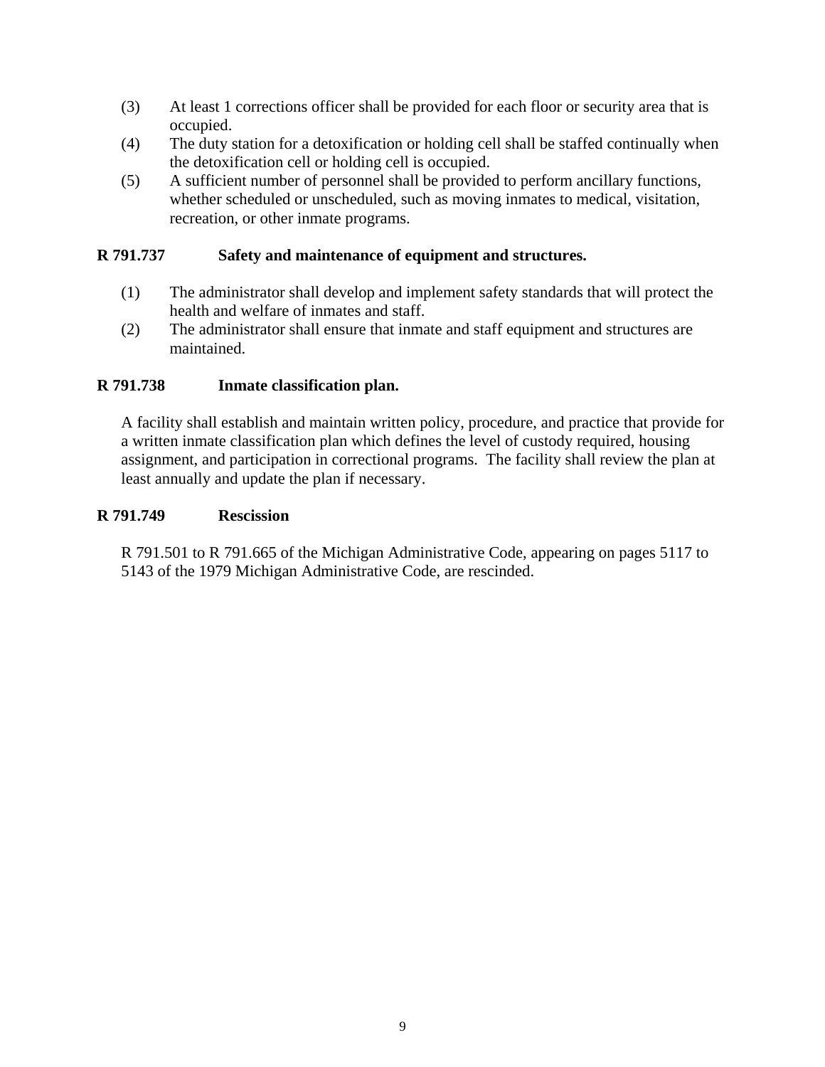(3) At least 1 corrections officer shall be provided for each floor or security area that is occupied.

(4) The duty station for a detoxification or holding cell shall be staffed continually when the detoxification cell or holding cell is occupied.

(5) A sufficient number of personnel shall be provided to perform ancillary functions, whether scheduled or unscheduled, such as moving inmates to medical, visitation, recreation, or other inmate programs.

**R 791.737 Safety and maintenance of equipment and structures.**

(1) The administrator shall develop and implement safety standards that will protect the health and welfare of inmates and staff.

(2) The administrator shall ensure that inmate and staff equipment and structures are maintained.

**R 791.738 Inmate classification plan.**

A facility shall establish and maintain written policy, procedure, and practice that provide for a written inmate classification plan which defines the level of custody required, housing assignment, and participation in correctional programs. The facility shall review the plan at least annually and update the plan if necessary.

**R 791.749 Rescission**

R 791.501 to R 791.665 of the Michigan Administrative Code, appearing on pages 5117 to 5143 of the 1979 Michigan Administrative Code, are rescinded.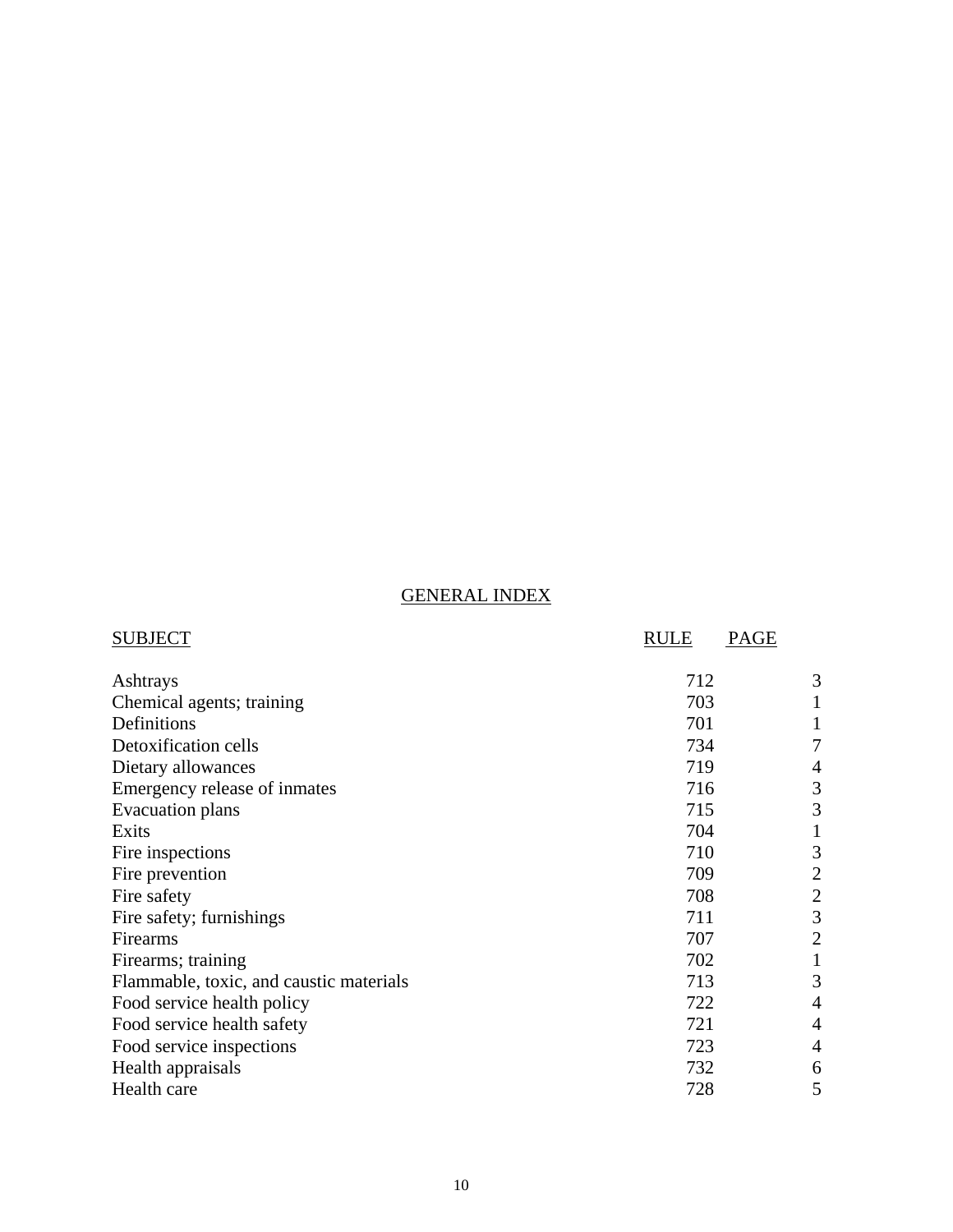# GENERAL INDEX

| SUBJECT | RULE | PAGE |
|---|---|---|
| Ashtrays | 712 | 3 |
| Chemical agents; training | 703 | 1 |
| Definitions | 701 | 1 |
| Detoxification cells | 734 | 7 |
| Dietary allowances | 719 | 4 |
| Emergency release of inmates | 716 | 3 |
| Evacuation plans | 715 | 3 |
| Exits | 704 | 1 |
| Fire inspections | 710 | 3 |
| Fire prevention | 709 | 2 |
| Fire safety | 708 | 2 |
| Fire safety; furnishings | 711 | 3 |
| Firearms | 707 | 2 |
| Firearms; training | 702 | 1 |
| Flammable, toxic, and caustic materials | 713 | 3 |
| Food service health policy | 722 | 4 |
| Food service health safety | 721 | 4 |
| Food service inspections | 723 | 4 |
| Health appraisals | 732 | 6 |
| Health care | 728 | 5 |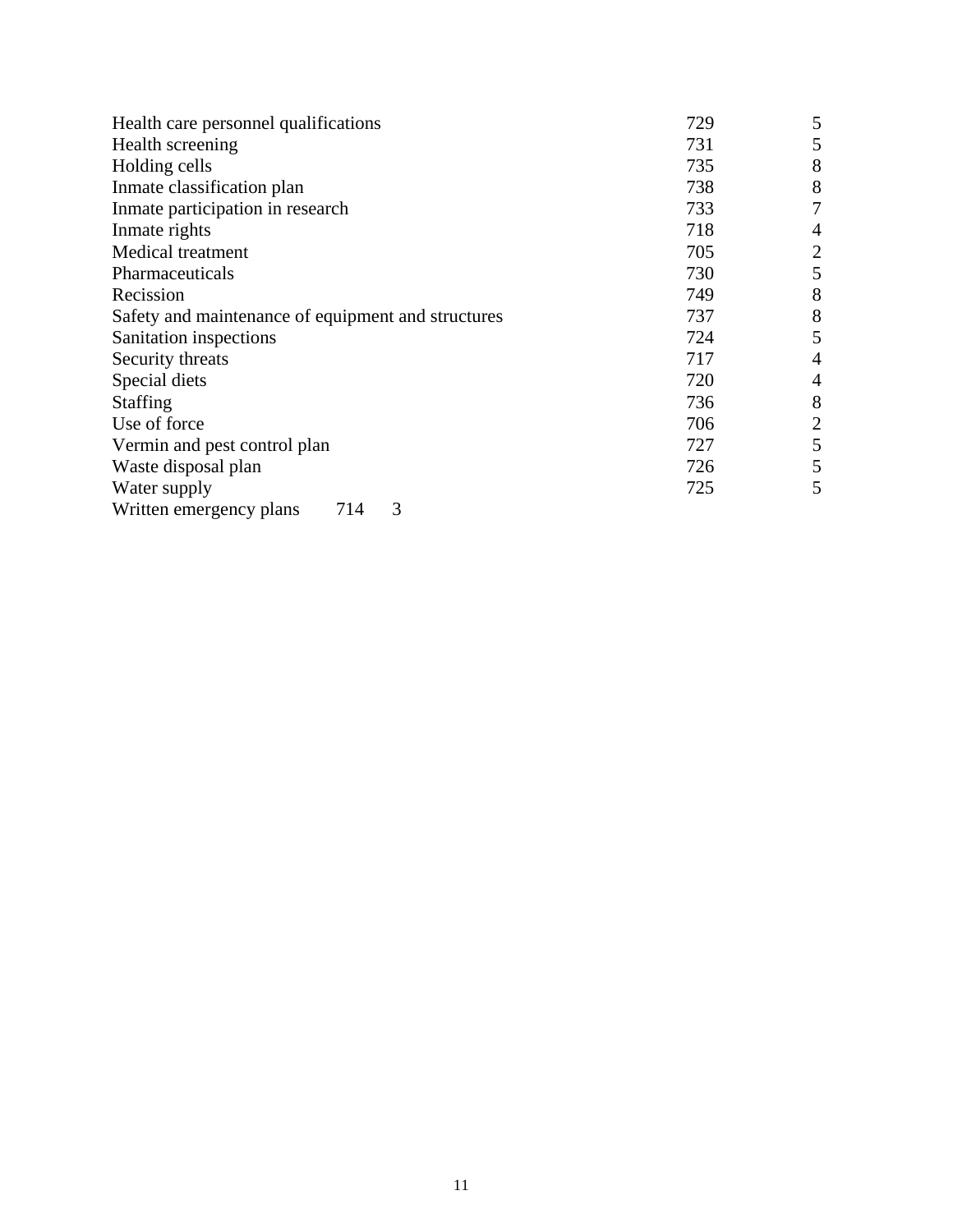| | | |
|---|---|---|
| Health care personnel qualifications | 729 | 5 |
| Health screening | 731 | 5 |
| Holding cells | 735 | 8 |
| Inmate classification plan | 738 | 8 |
| Inmate participation in research | 733 | 7 |
| Inmate rights | 718 | 4 |
| Medical treatment | 705 | 2 |
| Pharmaceuticals | 730 | 5 |
| Recission | 749 | 8 |
| Safety and maintenance of equipment and structures | 737 | 8 |
| Sanitation inspections | 724 | 5 |
| Security threats | 717 | 4 |
| Special diets | 720 | 4 |
| Staffing | 736 | 8 |
| Use of force | 706 | 2 |
| Vermin and pest control plan | 727 | 5 |
| Waste disposal plan | 726 | 5 |
| Water supply | 725 | 5 |
| Written emergency plans | 714 | 3 |